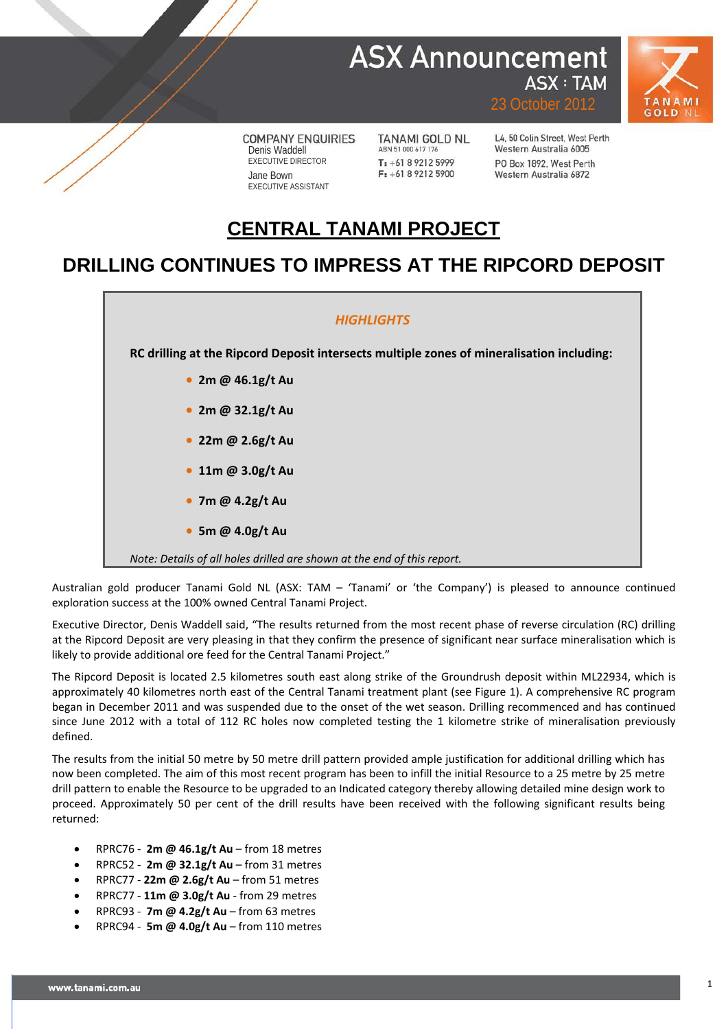# ASX Announcement

ASX : TAM

23 October 2012

COMPANY ENQUIRIES
Denis Waddell
EXECUTIVE DIRECTOR
Jane Bown
EXECUTIVE ASSISTANT

TANAMI GOLD NL
ABN 51 000 617 176
T: +61 8 9212 5999
F: +61 8 9212 5900

L4, 50 Colin Street, West Perth
Western Australia 6005
PO Box 1892, West Perth
Western Australia 6872

## CENTRAL TANAMI PROJECT

## DRILLING CONTINUES TO IMPRESS AT THE RIPCORD DEPOSIT

### *HIGHLIGHTS*

**RC drilling at the Ripcord Deposit intersects multiple zones of mineralisation including:**

- **2m @ 46.1g/t Au**
- **2m @ 32.1g/t Au**
- **22m @ 2.6g/t Au**
- **11m @ 3.0g/t Au**
- **7m @ 4.2g/t Au**
- **5m @ 4.0g/t Au**

*Note: Details of all holes drilled are shown at the end of this report.*

Australian gold producer Tanami Gold NL (ASX: TAM – 'Tanami' or 'the Company') is pleased to announce continued exploration success at the 100% owned Central Tanami Project.

Executive Director, Denis Waddell said, "The results returned from the most recent phase of reverse circulation (RC) drilling at the Ripcord Deposit are very pleasing in that they confirm the presence of significant near surface mineralisation which is likely to provide additional ore feed for the Central Tanami Project."

The Ripcord Deposit is located 2.5 kilometres south east along strike of the Groundrush deposit within ML22934, which is approximately 40 kilometres north east of the Central Tanami treatment plant (see Figure 1). A comprehensive RC program began in December 2011 and was suspended due to the onset of the wet season. Drilling recommenced and has continued since June 2012 with a total of 112 RC holes now completed testing the 1 kilometre strike of mineralisation previously defined.

The results from the initial 50 metre by 50 metre drill pattern provided ample justification for additional drilling which has now been completed. The aim of this most recent program has been to infill the initial Resource to a 25 metre by 25 metre drill pattern to enable the Resource to be upgraded to an Indicated category thereby allowing detailed mine design work to proceed. Approximately 50 per cent of the drill results have been received with the following significant results being returned:

- RPRC76 - **2m @ 46.1g/t Au** – from 18 metres
- RPRC52 - **2m @ 32.1g/t Au** – from 31 metres
- RPRC77 - **22m @ 2.6g/t Au** – from 51 metres
- RPRC77 - **11m @ 3.0g/t Au** - from 29 metres
- RPRC93 - **7m @ 4.2g/t Au** – from 63 metres
- RPRC94 - **5m @ 4.0g/t Au** – from 110 metres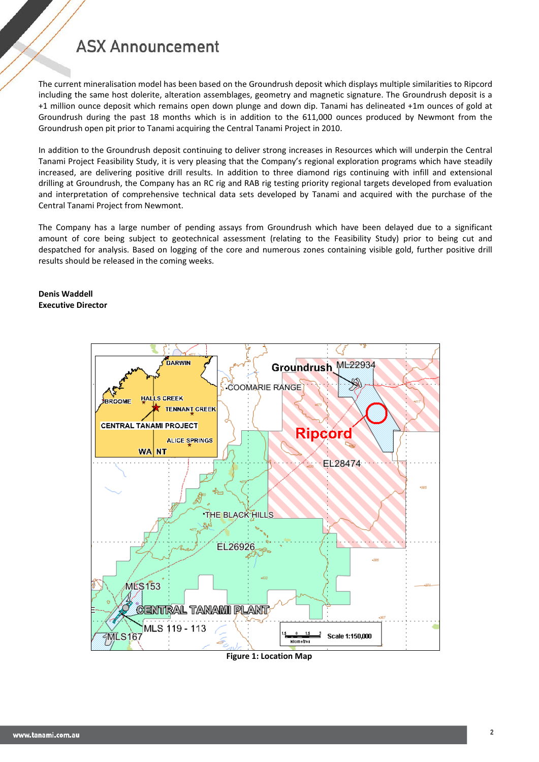The current mineralisation model has been based on the Groundrush deposit which displays multiple similarities to Ripcord including the same host dolerite, alteration assemblages, geometry and magnetic signature. The Groundrush deposit is a +1 million ounce deposit which remains open down plunge and down dip. Tanami has delineated +1m ounces of gold at Groundrush during the past 18 months which is in addition to the 611,000 ounces produced by Newmont from the Groundrush open pit prior to Tanami acquiring the Central Tanami Project in 2010.

In addition to the Groundrush deposit continuing to deliver strong increases in Resources which will underpin the Central Tanami Project Feasibility Study, it is very pleasing that the Company's regional exploration programs which have steadily increased, are delivering positive drill results. In addition to three diamond rigs continuing with infill and extensional drilling at Groundrush, the Company has an RC rig and RAB rig testing priority regional targets developed from evaluation and interpretation of comprehensive technical data sets developed by Tanami and acquired with the purchase of the Central Tanami Project from Newmont.

The Company has a large number of pending assays from Groundrush which have been delayed due to a significant amount of core being subject to geotechnical assessment (relating to the Feasibility Study) prior to being cut and despatched for analysis. Based on logging of the core and numerous zones containing visible gold, further positive drill results should be released in the coming weeks.

**Denis Waddell**
**Executive Director**

**Figure 1: Location Map**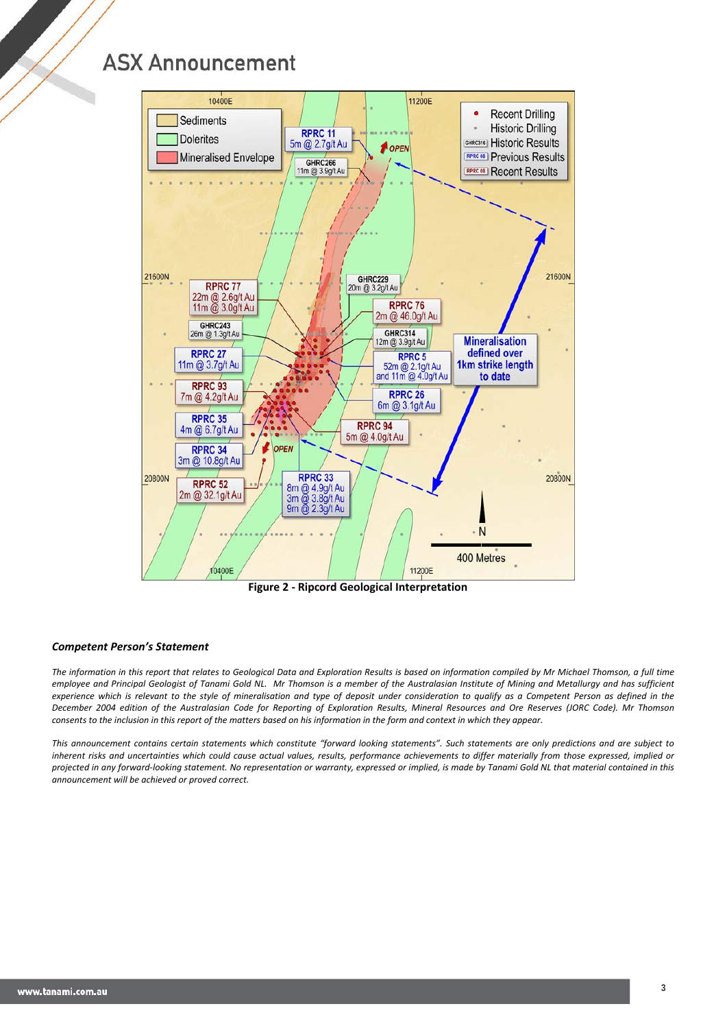Figure 2 - Ripcord Geological Interpretation

### *Competent Person's Statement*

*The information in this report that relates to Geological Data and Exploration Results is based on information compiled by Mr Michael Thomson, a full time employee and Principal Geologist of Tanami Gold NL. Mr Thomson is a member of the Australasian Institute of Mining and Metallurgy and has sufficient experience which is relevant to the style of mineralisation and type of deposit under consideration to qualify as a Competent Person as defined in the December 2004 edition of the Australasian Code for Reporting of Exploration Results, Mineral Resources and Ore Reserves (JORC Code). Mr Thomson consents to the inclusion in this report of the matters based on his information in the form and context in which they appear.*

*This announcement contains certain statements which constitute "forward looking statements". Such statements are only predictions and are subject to inherent risks and uncertainties which could cause actual values, results, performance achievements to differ materially from those expressed, implied or projected in any forward-looking statement. No representation or warranty, expressed or implied, is made by Tanami Gold NL that material contained in this announcement will be achieved or proved correct.*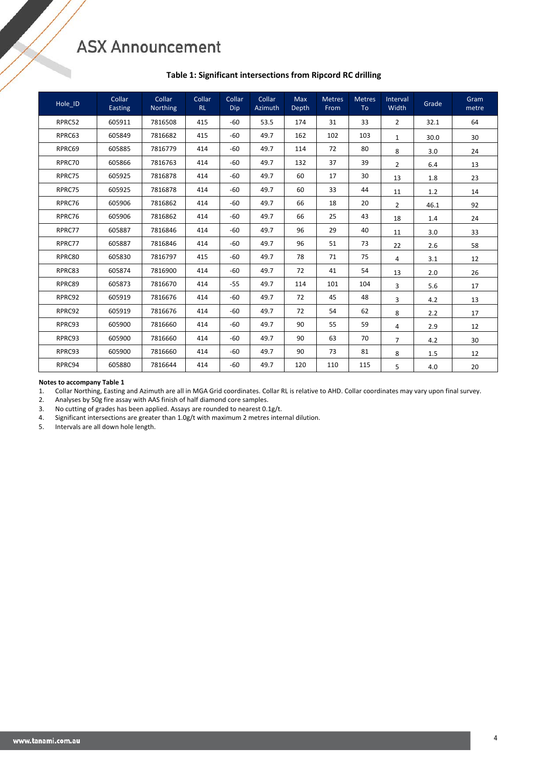### Table 1: Significant intersections from Ripcord RC drilling

| Hole_ID | Collar Easting | Collar Northing | Collar RL | Collar Dip | Collar Azimuth | Max Depth | Metres From | Metres To | Interval Width | Grade | Gram metre |
|---|---|---|---|---|---|---|---|---|---|---|---|
| RPRC52 | 605911 | 7816508 | 415 | -60 | 53.5 | 174 | 31 | 33 | 2 | 32.1 | 64 |
| RPRC63 | 605849 | 7816682 | 415 | -60 | 49.7 | 162 | 102 | 103 | 1 | 30.0 | 30 |
| RPRC69 | 605885 | 7816779 | 414 | -60 | 49.7 | 114 | 72 | 80 | 8 | 3.0 | 24 |
| RPRC70 | 605866 | 7816763 | 414 | -60 | 49.7 | 132 | 37 | 39 | 2 | 6.4 | 13 |
| RPRC75 | 605925 | 7816878 | 414 | -60 | 49.7 | 60 | 17 | 30 | 13 | 1.8 | 23 |
| RPRC75 | 605925 | 7816878 | 414 | -60 | 49.7 | 60 | 33 | 44 | 11 | 1.2 | 14 |
| RPRC76 | 605906 | 7816862 | 414 | -60 | 49.7 | 66 | 18 | 20 | 2 | 46.1 | 92 |
| RPRC76 | 605906 | 7816862 | 414 | -60 | 49.7 | 66 | 25 | 43 | 18 | 1.4 | 24 |
| RPRC77 | 605887 | 7816846 | 414 | -60 | 49.7 | 96 | 29 | 40 | 11 | 3.0 | 33 |
| RPRC77 | 605887 | 7816846 | 414 | -60 | 49.7 | 96 | 51 | 73 | 22 | 2.6 | 58 |
| RPRC80 | 605830 | 7816797 | 415 | -60 | 49.7 | 78 | 71 | 75 | 4 | 3.1 | 12 |
| RPRC83 | 605874 | 7816900 | 414 | -60 | 49.7 | 72 | 41 | 54 | 13 | 2.0 | 26 |
| RPRC89 | 605873 | 7816670 | 414 | -55 | 49.7 | 114 | 101 | 104 | 3 | 5.6 | 17 |
| RPRC92 | 605919 | 7816676 | 414 | -60 | 49.7 | 72 | 45 | 48 | 3 | 4.2 | 13 |
| RPRC92 | 605919 | 7816676 | 414 | -60 | 49.7 | 72 | 54 | 62 | 8 | 2.2 | 17 |
| RPRC93 | 605900 | 7816660 | 414 | -60 | 49.7 | 90 | 55 | 59 | 4 | 2.9 | 12 |
| RPRC93 | 605900 | 7816660 | 414 | -60 | 49.7 | 90 | 63 | 70 | 7 | 4.2 | 30 |
| RPRC93 | 605900 | 7816660 | 414 | -60 | 49.7 | 90 | 73 | 81 | 8 | 1.5 | 12 |
| RPRC94 | 605880 | 7816644 | 414 | -60 | 49.7 | 120 | 110 | 115 | 5 | 4.0 | 20 |

**Notes to accompany Table 1**

1. Collar Northing, Easting and Azimuth are all in MGA Grid coordinates. Collar RL is relative to AHD. Collar coordinates may vary upon final survey.
2. Analyses by 50g fire assay with AAS finish of half diamond core samples.
3. No cutting of grades has been applied. Assays are rounded to nearest 0.1g/t.
4. Significant intersections are greater than 1.0g/t with maximum 2 metres internal dilution.
5. Intervals are all down hole length.